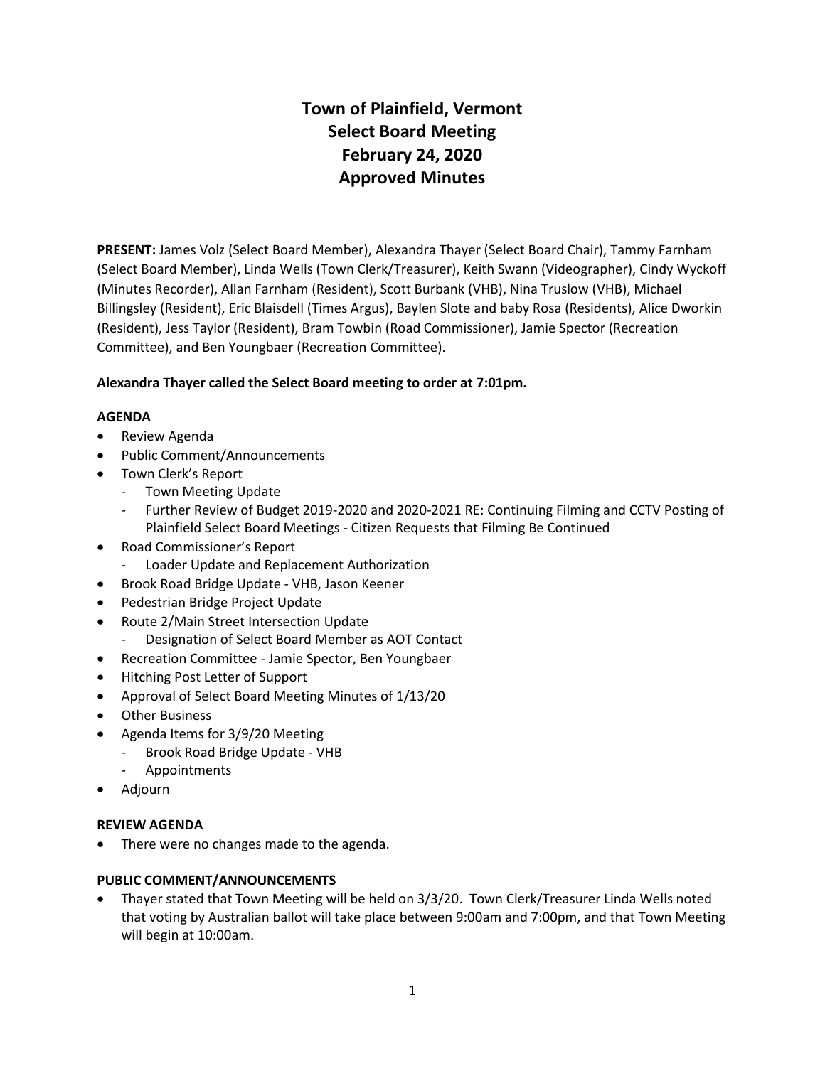# Town of Plainfield, Vermont
# Select Board Meeting
# February 24, 2020
# Approved Minutes

**PRESENT:** James Volz (Select Board Member), Alexandra Thayer (Select Board Chair), Tammy Farnham (Select Board Member), Linda Wells (Town Clerk/Treasurer), Keith Swann (Videographer), Cindy Wyckoff (Minutes Recorder), Allan Farnham (Resident), Scott Burbank (VHB), Nina Truslow (VHB), Michael Billingsley (Resident), Eric Blaisdell (Times Argus), Baylen Slote and baby Rosa (Residents), Alice Dworkin (Resident), Jess Taylor (Resident), Bram Towbin (Road Commissioner), Jamie Spector (Recreation Committee), and Ben Youngbaer (Recreation Committee).

**Alexandra Thayer called the Select Board meeting to order at 7:01pm.**

**AGENDA**

- Review Agenda
- Public Comment/Announcements
- Town Clerk's Report
  - Town Meeting Update
  - Further Review of Budget 2019-2020 and 2020-2021 RE: Continuing Filming and CCTV Posting of Plainfield Select Board Meetings - Citizen Requests that Filming Be Continued
- Road Commissioner's Report
  - Loader Update and Replacement Authorization
- Brook Road Bridge Update - VHB, Jason Keener
- Pedestrian Bridge Project Update
- Route 2/Main Street Intersection Update
  - Designation of Select Board Member as AOT Contact
- Recreation Committee - Jamie Spector, Ben Youngbaer
- Hitching Post Letter of Support
- Approval of Select Board Meeting Minutes of 1/13/20
- Other Business
- Agenda Items for 3/9/20 Meeting
  - Brook Road Bridge Update - VHB
  - Appointments
- Adjourn

**REVIEW AGENDA**

- There were no changes made to the agenda.

**PUBLIC COMMENT/ANNOUNCEMENTS**

- Thayer stated that Town Meeting will be held on 3/3/20. Town Clerk/Treasurer Linda Wells noted that voting by Australian ballot will take place between 9:00am and 7:00pm, and that Town Meeting will begin at 10:00am.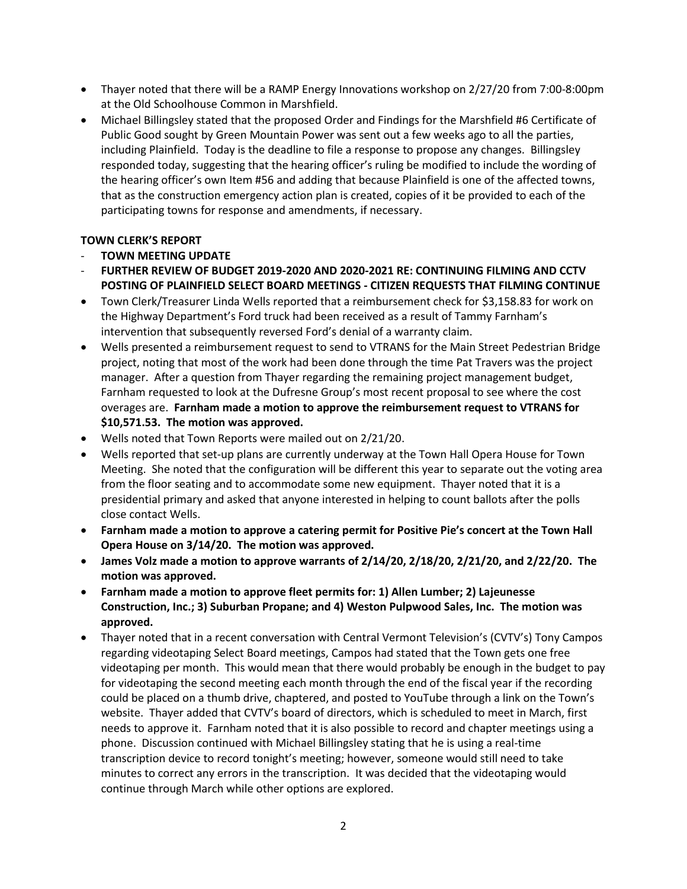- Thayer noted that there will be a RAMP Energy Innovations workshop on 2/27/20 from 7:00-8:00pm at the Old Schoolhouse Common in Marshfield.
- Michael Billingsley stated that the proposed Order and Findings for the Marshfield #6 Certificate of Public Good sought by Green Mountain Power was sent out a few weeks ago to all the parties, including Plainfield. Today is the deadline to file a response to propose any changes. Billingsley responded today, suggesting that the hearing officer's ruling be modified to include the wording of the hearing officer's own Item #56 and adding that because Plainfield is one of the affected towns, that as the construction emergency action plan is created, copies of it be provided to each of the participating towns for response and amendments, if necessary.

**TOWN CLERK'S REPORT**

- **TOWN MEETING UPDATE**
- **FURTHER REVIEW OF BUDGET 2019-2020 AND 2020-2021 RE: CONTINUING FILMING AND CCTV POSTING OF PLAINFIELD SELECT BOARD MEETINGS - CITIZEN REQUESTS THAT FILMING CONTINUE**

- Town Clerk/Treasurer Linda Wells reported that a reimbursement check for $3,158.83 for work on the Highway Department's Ford truck had been received as a result of Tammy Farnham's intervention that subsequently reversed Ford's denial of a warranty claim.
- Wells presented a reimbursement request to send to VTRANS for the Main Street Pedestrian Bridge project, noting that most of the work had been done through the time Pat Travers was the project manager. After a question from Thayer regarding the remaining project management budget, Farnham requested to look at the Dufresne Group's most recent proposal to see where the cost overages are. **Farnham made a motion to approve the reimbursement request to VTRANS for $10,571.53. The motion was approved.**
- Wells noted that Town Reports were mailed out on 2/21/20.
- Wells reported that set-up plans are currently underway at the Town Hall Opera House for Town Meeting. She noted that the configuration will be different this year to separate out the voting area from the floor seating and to accommodate some new equipment. Thayer noted that it is a presidential primary and asked that anyone interested in helping to count ballots after the polls close contact Wells.
- **Farnham made a motion to approve a catering permit for Positive Pie's concert at the Town Hall Opera House on 3/14/20. The motion was approved.**
- **James Volz made a motion to approve warrants of 2/14/20, 2/18/20, 2/21/20, and 2/22/20. The motion was approved.**
- **Farnham made a motion to approve fleet permits for: 1) Allen Lumber; 2) Lajeunesse Construction, Inc.; 3) Suburban Propane; and 4) Weston Pulpwood Sales, Inc. The motion was approved.**
- Thayer noted that in a recent conversation with Central Vermont Television's (CVTV's) Tony Campos regarding videotaping Select Board meetings, Campos had stated that the Town gets one free videotaping per month. This would mean that there would probably be enough in the budget to pay for videotaping the second meeting each month through the end of the fiscal year if the recording could be placed on a thumb drive, chaptered, and posted to YouTube through a link on the Town's website. Thayer added that CVTV's board of directors, which is scheduled to meet in March, first needs to approve it. Farnham noted that it is also possible to record and chapter meetings using a phone. Discussion continued with Michael Billingsley stating that he is using a real-time transcription device to record tonight's meeting; however, someone would still need to take minutes to correct any errors in the transcription. It was decided that the videotaping would continue through March while other options are explored.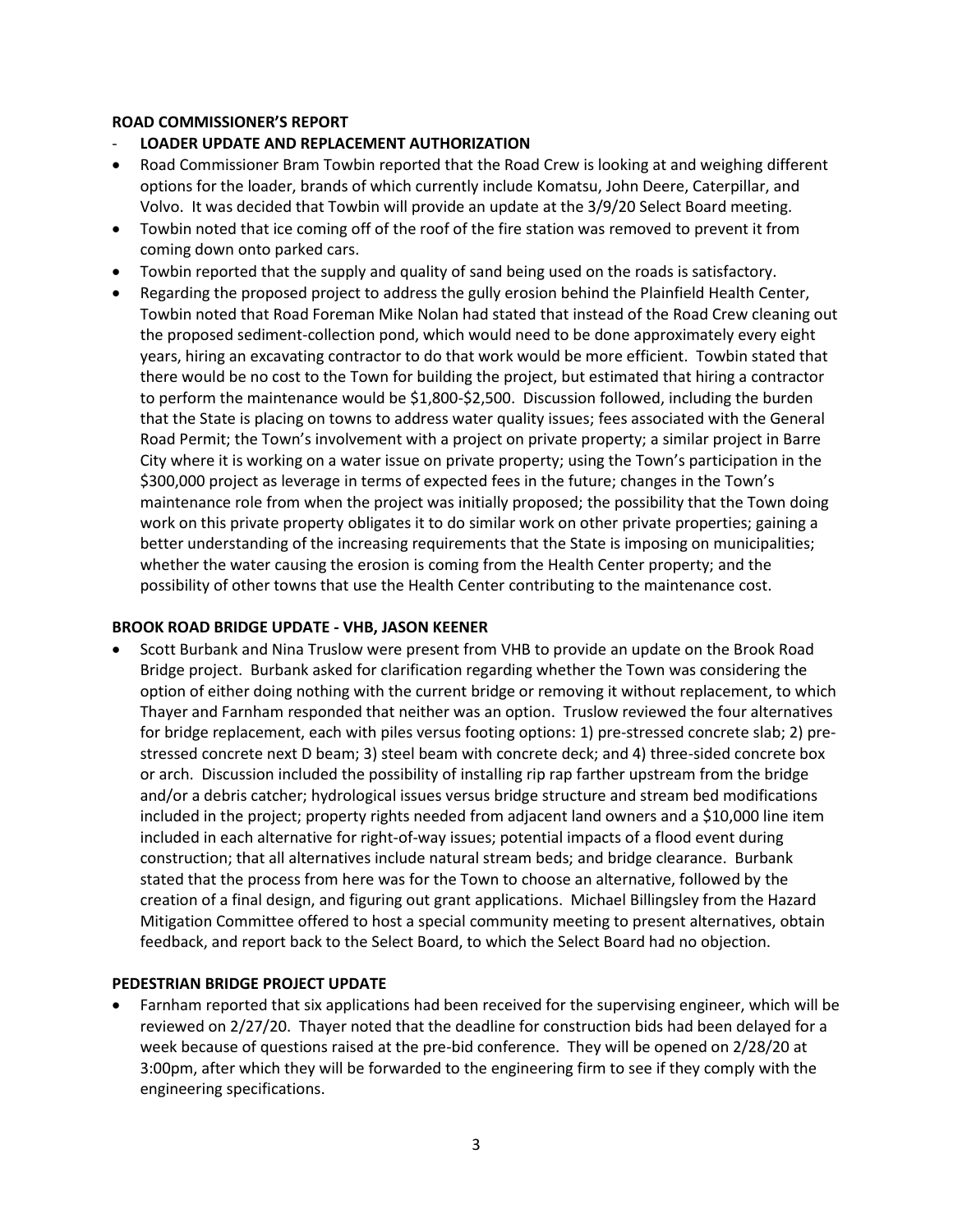**ROAD COMMISSIONER'S REPORT**

- **LOADER UPDATE AND REPLACEMENT AUTHORIZATION**

- Road Commissioner Bram Towbin reported that the Road Crew is looking at and weighing different options for the loader, brands of which currently include Komatsu, John Deere, Caterpillar, and Volvo. It was decided that Towbin will provide an update at the 3/9/20 Select Board meeting.
- Towbin noted that ice coming off of the roof of the fire station was removed to prevent it from coming down onto parked cars.
- Towbin reported that the supply and quality of sand being used on the roads is satisfactory.
- Regarding the proposed project to address the gully erosion behind the Plainfield Health Center, Towbin noted that Road Foreman Mike Nolan had stated that instead of the Road Crew cleaning out the proposed sediment-collection pond, which would need to be done approximately every eight years, hiring an excavating contractor to do that work would be more efficient. Towbin stated that there would be no cost to the Town for building the project, but estimated that hiring a contractor to perform the maintenance would be $1,800-$2,500. Discussion followed, including the burden that the State is placing on towns to address water quality issues; fees associated with the General Road Permit; the Town's involvement with a project on private property; a similar project in Barre City where it is working on a water issue on private property; using the Town's participation in the $300,000 project as leverage in terms of expected fees in the future; changes in the Town's maintenance role from when the project was initially proposed; the possibility that the Town doing work on this private property obligates it to do similar work on other private properties; gaining a better understanding of the increasing requirements that the State is imposing on municipalities; whether the water causing the erosion is coming from the Health Center property; and the possibility of other towns that use the Health Center contributing to the maintenance cost.

**BROOK ROAD BRIDGE UPDATE - VHB, JASON KEENER**

- Scott Burbank and Nina Truslow were present from VHB to provide an update on the Brook Road Bridge project. Burbank asked for clarification regarding whether the Town was considering the option of either doing nothing with the current bridge or removing it without replacement, to which Thayer and Farnham responded that neither was an option. Truslow reviewed the four alternatives for bridge replacement, each with piles versus footing options: 1) pre-stressed concrete slab; 2) pre-stressed concrete next D beam; 3) steel beam with concrete deck; and 4) three-sided concrete box or arch. Discussion included the possibility of installing rip rap farther upstream from the bridge and/or a debris catcher; hydrological issues versus bridge structure and stream bed modifications included in the project; property rights needed from adjacent land owners and a $10,000 line item included in each alternative for right-of-way issues; potential impacts of a flood event during construction; that all alternatives include natural stream beds; and bridge clearance. Burbank stated that the process from here was for the Town to choose an alternative, followed by the creation of a final design, and figuring out grant applications. Michael Billingsley from the Hazard Mitigation Committee offered to host a special community meeting to present alternatives, obtain feedback, and report back to the Select Board, to which the Select Board had no objection.

**PEDESTRIAN BRIDGE PROJECT UPDATE**

- Farnham reported that six applications had been received for the supervising engineer, which will be reviewed on 2/27/20. Thayer noted that the deadline for construction bids had been delayed for a week because of questions raised at the pre-bid conference. They will be opened on 2/28/20 at 3:00pm, after which they will be forwarded to the engineering firm to see if they comply with the engineering specifications.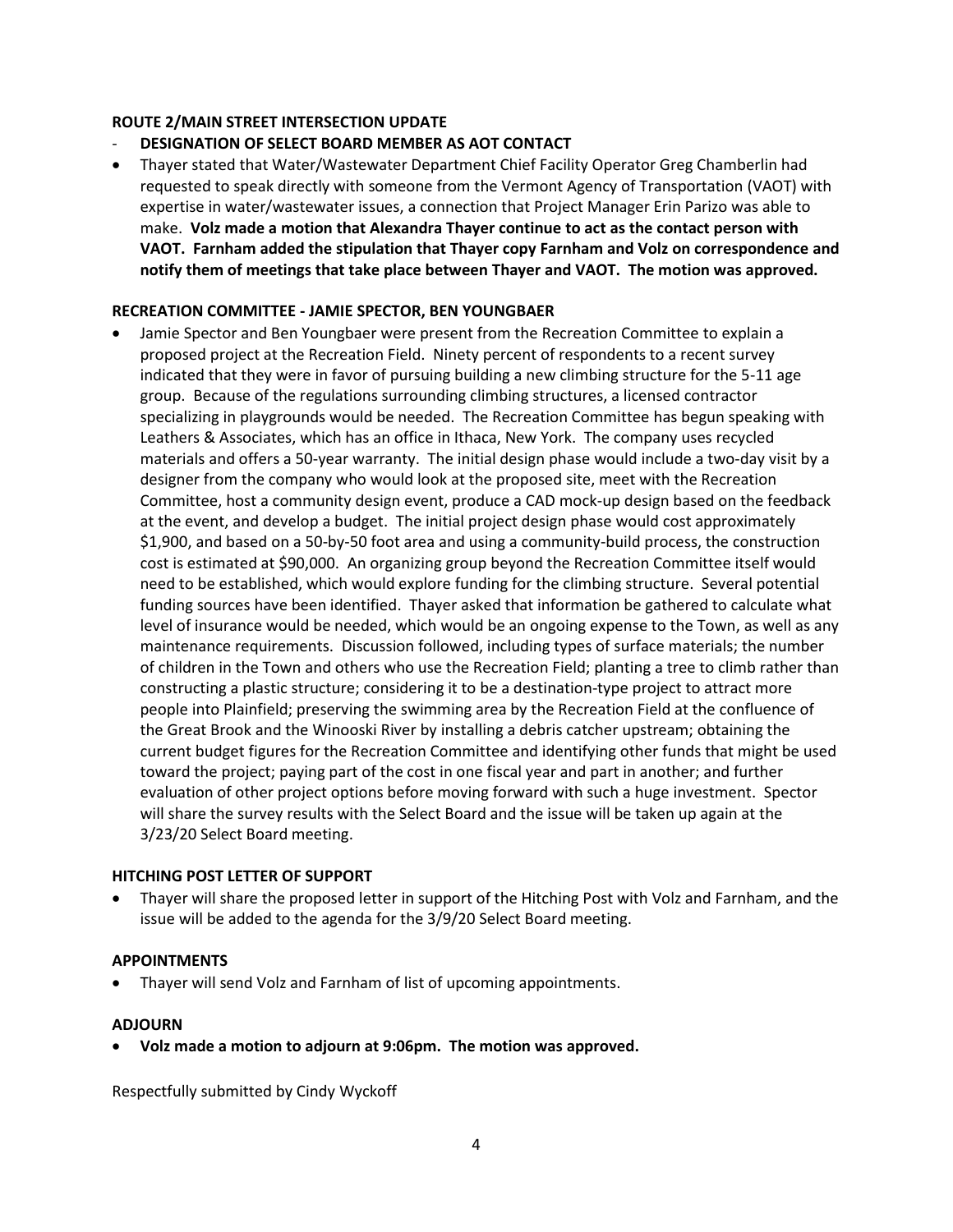**ROUTE 2/MAIN STREET INTERSECTION UPDATE**

- **DESIGNATION OF SELECT BOARD MEMBER AS AOT CONTACT**

- Thayer stated that Water/Wastewater Department Chief Facility Operator Greg Chamberlin had requested to speak directly with someone from the Vermont Agency of Transportation (VAOT) with expertise in water/wastewater issues, a connection that Project Manager Erin Parizo was able to make. **Volz made a motion that Alexandra Thayer continue to act as the contact person with VAOT. Farnham added the stipulation that Thayer copy Farnham and Volz on correspondence and notify them of meetings that take place between Thayer and VAOT. The motion was approved.**

**RECREATION COMMITTEE - JAMIE SPECTOR, BEN YOUNGBAER**

- Jamie Spector and Ben Youngbaer were present from the Recreation Committee to explain a proposed project at the Recreation Field. Ninety percent of respondents to a recent survey indicated that they were in favor of pursuing building a new climbing structure for the 5-11 age group. Because of the regulations surrounding climbing structures, a licensed contractor specializing in playgrounds would be needed. The Recreation Committee has begun speaking with Leathers & Associates, which has an office in Ithaca, New York. The company uses recycled materials and offers a 50-year warranty. The initial design phase would include a two-day visit by a designer from the company who would look at the proposed site, meet with the Recreation Committee, host a community design event, produce a CAD mock-up design based on the feedback at the event, and develop a budget. The initial project design phase would cost approximately $1,900, and based on a 50-by-50 foot area and using a community-build process, the construction cost is estimated at $90,000. An organizing group beyond the Recreation Committee itself would need to be established, which would explore funding for the climbing structure. Several potential funding sources have been identified. Thayer asked that information be gathered to calculate what level of insurance would be needed, which would be an ongoing expense to the Town, as well as any maintenance requirements. Discussion followed, including types of surface materials; the number of children in the Town and others who use the Recreation Field; planting a tree to climb rather than constructing a plastic structure; considering it to be a destination-type project to attract more people into Plainfield; preserving the swimming area by the Recreation Field at the confluence of the Great Brook and the Winooski River by installing a debris catcher upstream; obtaining the current budget figures for the Recreation Committee and identifying other funds that might be used toward the project; paying part of the cost in one fiscal year and part in another; and further evaluation of other project options before moving forward with such a huge investment. Spector will share the survey results with the Select Board and the issue will be taken up again at the 3/23/20 Select Board meeting.

**HITCHING POST LETTER OF SUPPORT**

- Thayer will share the proposed letter in support of the Hitching Post with Volz and Farnham, and the issue will be added to the agenda for the 3/9/20 Select Board meeting.

**APPOINTMENTS**

- Thayer will send Volz and Farnham of list of upcoming appointments.

**ADJOURN**

- **Volz made a motion to adjourn at 9:06pm. The motion was approved.**

Respectfully submitted by Cindy Wyckoff